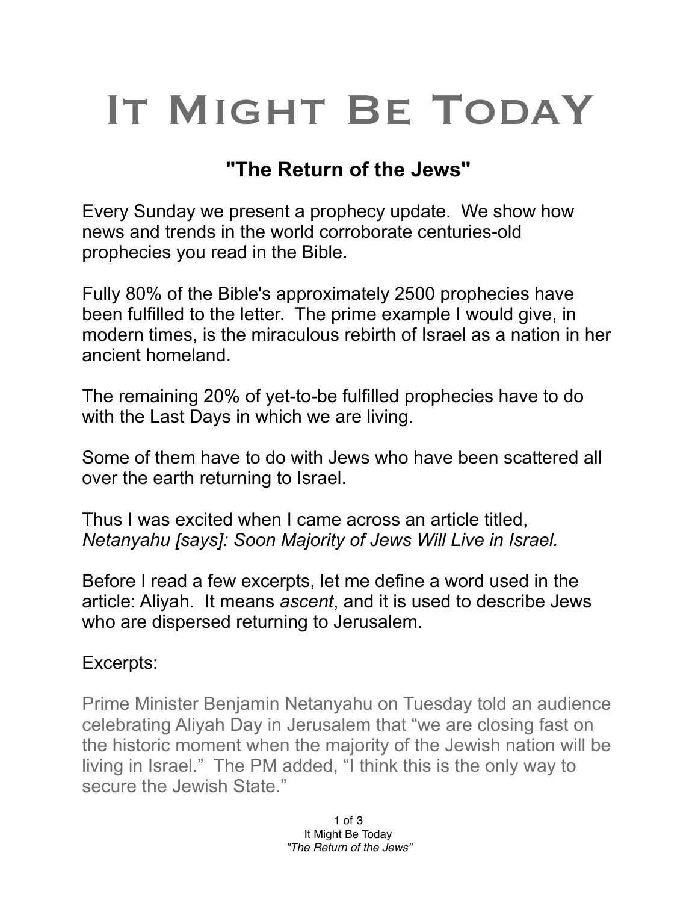# It Might Be Today

## "The Return of the Jews"

Every Sunday we present a prophecy update. We show how news and trends in the world corroborate centuries-old prophecies you read in the Bible.

Fully 80% of the Bible's approximately 2500 prophecies have been fulfilled to the letter. The prime example I would give, in modern times, is the miraculous rebirth of Israel as a nation in her ancient homeland.

The remaining 20% of yet-to-be fulfilled prophecies have to do with the Last Days in which we are living.

Some of them have to do with Jews who have been scattered all over the earth returning to Israel.

Thus I was excited when I came across an article titled, *Netanyahu [says]: Soon Majority of Jews Will Live in Israel.*

Before I read a few excerpts, let me define a word used in the article: Aliyah. It means *ascent*, and it is used to describe Jews who are dispersed returning to Jerusalem.

Excerpts:

Prime Minister Benjamin Netanyahu on Tuesday told an audience celebrating Aliyah Day in Jerusalem that "we are closing fast on the historic moment when the majority of the Jewish nation will be living in Israel." The PM added, "I think this is the only way to secure the Jewish State."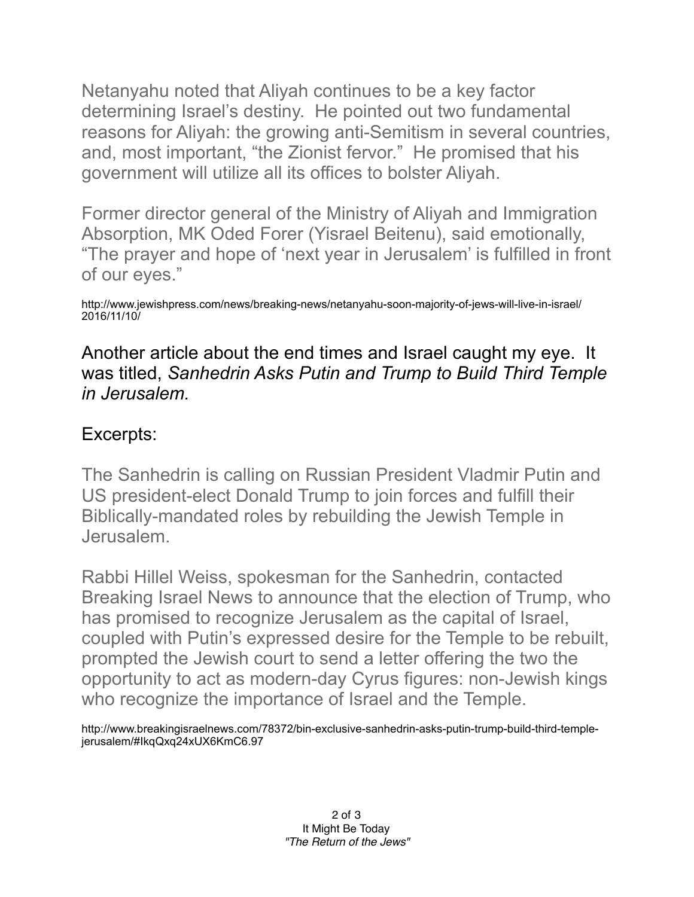Netanyahu noted that Aliyah continues to be a key factor determining Israel's destiny. He pointed out two fundamental reasons for Aliyah: the growing anti-Semitism in several countries, and, most important, "the Zionist fervor." He promised that his government will utilize all its offices to bolster Aliyah.

Former director general of the Ministry of Aliyah and Immigration Absorption, MK Oded Forer (Yisrael Beitenu), said emotionally, "The prayer and hope of 'next year in Jerusalem' is fulfilled in front of our eyes."

http://www.jewishpress.com/news/breaking-news/netanyahu-soon-majority-of-jews-will-live-in-israel/2016/11/10/

Another article about the end times and Israel caught my eye. It was titled, *Sanhedrin Asks Putin and Trump to Build Third Temple in Jerusalem.*

Excerpts:

The Sanhedrin is calling on Russian President Vladmir Putin and US president-elect Donald Trump to join forces and fulfill their Biblically-mandated roles by rebuilding the Jewish Temple in Jerusalem.

Rabbi Hillel Weiss, spokesman for the Sanhedrin, contacted Breaking Israel News to announce that the election of Trump, who has promised to recognize Jerusalem as the capital of Israel, coupled with Putin's expressed desire for the Temple to be rebuilt, prompted the Jewish court to send a letter offering the two the opportunity to act as modern-day Cyrus figures: non-Jewish kings who recognize the importance of Israel and the Temple.

http://www.breakingisraelnews.com/78372/bin-exclusive-sanhedrin-asks-putin-trump-build-third-temple-jerusalem/#IkqQxq24xUX6KmC6.97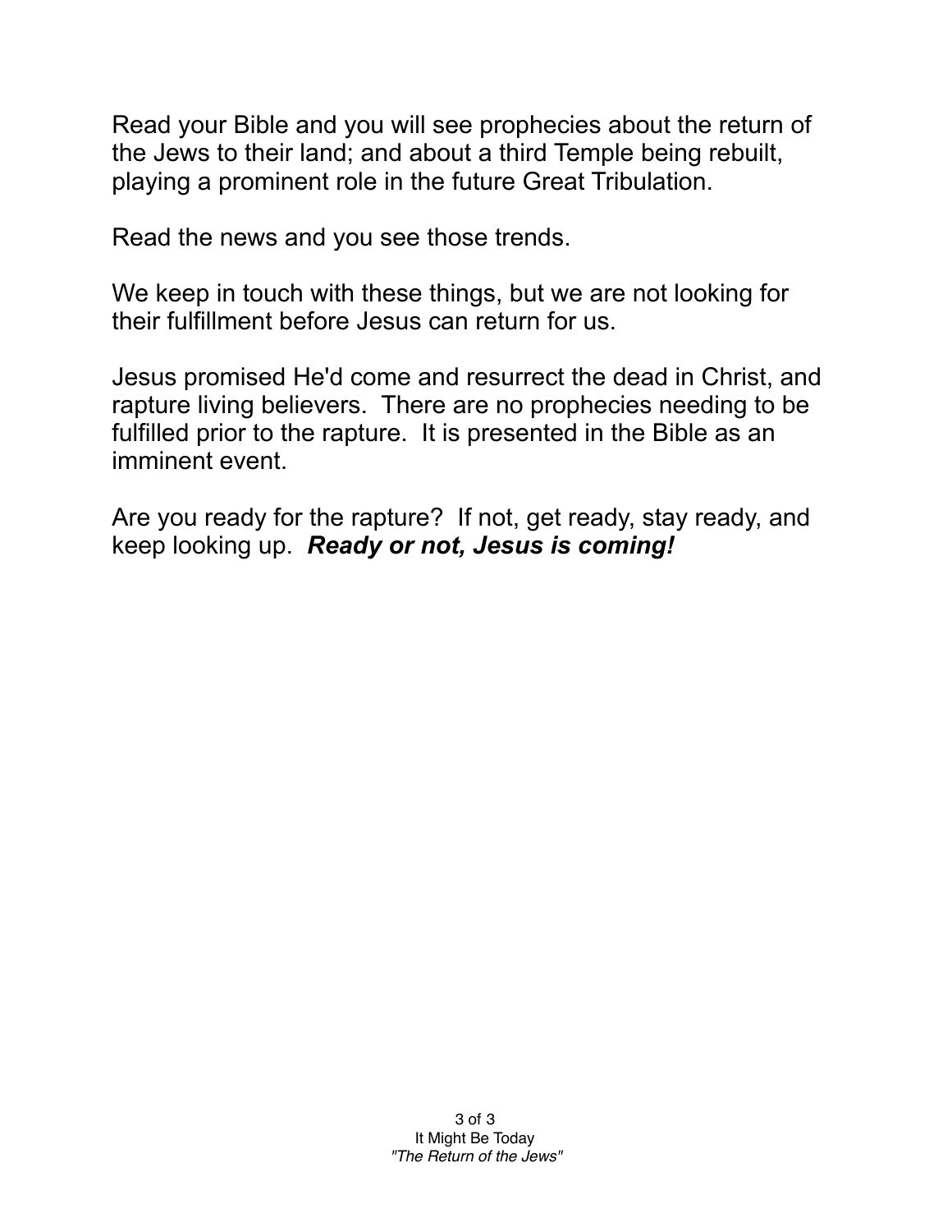Read your Bible and you will see prophecies about the return of the Jews to their land; and about a third Temple being rebuilt, playing a prominent role in the future Great Tribulation.

Read the news and you see those trends.

We keep in touch with these things, but we are not looking for their fulfillment before Jesus can return for us.

Jesus promised He'd come and resurrect the dead in Christ, and rapture living believers. There are no prophecies needing to be fulfilled prior to the rapture. It is presented in the Bible as an imminent event.

Are you ready for the rapture? If not, get ready, stay ready, and keep looking up. ***Ready or not, Jesus is coming!***